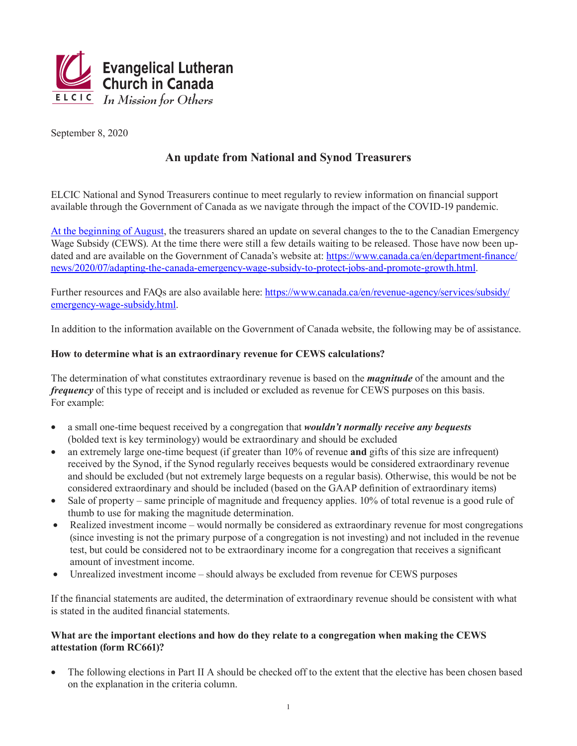Evangelical Lutheran Church in Canada

ELCIC *In Mission for Others*

September 8, 2020

## An update from National and Synod Treasurers

ELCIC National and Synod Treasurers continue to meet regularly to review information on financial support available through the Government of Canada as we navigate through the impact of the COVID-19 pandemic.

At the beginning of August, the treasurers shared an update on several changes to the to the Canadian Emergency Wage Subsidy (CEWS). At the time there were still a few details waiting to be released. Those have now been updated and are available on the Government of Canada's website at: https://www.canada.ca/en/department-finance/news/2020/07/adapting-the-canada-emergency-wage-subsidy-to-protect-jobs-and-promote-growth.html.

Further resources and FAQs are also available here: https://www.canada.ca/en/revenue-agency/services/subsidy/emergency-wage-subsidy.html.

In addition to the information available on the Government of Canada website, the following may be of assistance.

### How to determine what is an extraordinary revenue for CEWS calculations?

The determination of what constitutes extraordinary revenue is based on the ***magnitude*** of the amount and the ***frequency*** of this type of receipt and is included or excluded as revenue for CEWS purposes on this basis. For example:

- a small one-time bequest received by a congregation that ***wouldn't normally receive any bequests*** (bolded text is key terminology) would be extraordinary and should be excluded
- an extremely large one-time bequest (if greater than 10% of revenue **and** gifts of this size are infrequent) received by the Synod, if the Synod regularly receives bequests would be considered extraordinary revenue and should be excluded (but not extremely large bequests on a regular basis). Otherwise, this would be not be considered extraordinary and should be included (based on the GAAP definition of extraordinary items)
- Sale of property – same principle of magnitude and frequency applies. 10% of total revenue is a good rule of thumb to use for making the magnitude determination.
- Realized investment income – would normally be considered as extraordinary revenue for most congregations (since investing is not the primary purpose of a congregation is not investing) and not included in the revenue test, but could be considered not to be extraordinary income for a congregation that receives a significant amount of investment income.
- Unrealized investment income – should always be excluded from revenue for CEWS purposes

If the financial statements are audited, the determination of extraordinary revenue should be consistent with what is stated in the audited financial statements.

### What are the important elections and how do they relate to a congregation when making the CEWS attestation (form RC661)?

- The following elections in Part II A should be checked off to the extent that the elective has been chosen based on the explanation in the criteria column.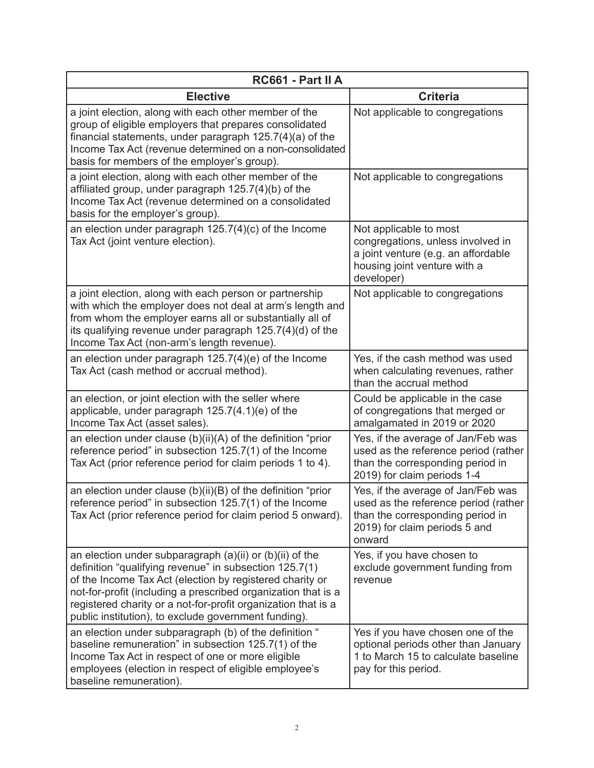| RC661 - Part II A | |
|---|---|
| **Elective** | **Criteria** |
| a joint election, along with each other member of the group of eligible employers that prepares consolidated financial statements, under paragraph 125.7(4)(a) of the Income Tax Act (revenue determined on a non-consolidated basis for members of the employer's group). | Not applicable to congregations |
| a joint election, along with each other member of the affiliated group, under paragraph 125.7(4)(b) of the Income Tax Act (revenue determined on a consolidated basis for the employer's group). | Not applicable to congregations |
| an election under paragraph 125.7(4)(c) of the Income Tax Act (joint venture election). | Not applicable to most congregations, unless involved in a joint venture (e.g. an affordable housing joint venture with a developer) |
| a joint election, along with each person or partnership with which the employer does not deal at arm's length and from whom the employer earns all or substantially all of its qualifying revenue under paragraph 125.7(4)(d) of the Income Tax Act (non-arm's length revenue). | Not applicable to congregations |
| an election under paragraph 125.7(4)(e) of the Income Tax Act (cash method or accrual method). | Yes, if the cash method was used when calculating revenues, rather than the accrual method |
| an election, or joint election with the seller where applicable, under paragraph 125.7(4.1)(e) of the Income Tax Act (asset sales). | Could be applicable in the case of congregations that merged or amalgamated in 2019 or 2020 |
| an election under clause (b)(ii)(A) of the definition "prior reference period" in subsection 125.7(1) of the Income Tax Act (prior reference period for claim periods 1 to 4). | Yes, if the average of Jan/Feb was used as the reference period (rather than the corresponding period in 2019) for claim periods 1-4 |
| an election under clause (b)(ii)(B) of the definition "prior reference period" in subsection 125.7(1) of the Income Tax Act (prior reference period for claim period 5 onward). | Yes, if the average of Jan/Feb was used as the reference period (rather than the corresponding period in 2019) for claim periods 5 and onward |
| an election under subparagraph (a)(ii) or (b)(ii) of the definition "qualifying revenue" in subsection 125.7(1) of the Income Tax Act (election by registered charity or not-for-profit (including a prescribed organization that is a registered charity or a not-for-profit organization that is a public institution), to exclude government funding). | Yes, if you have chosen to exclude government funding from revenue |
| an election under subparagraph (b) of the definition " baseline remuneration" in subsection 125.7(1) of the Income Tax Act in respect of one or more eligible employees (election in respect of eligible employee's baseline remuneration). | Yes if you have chosen one of the optional periods other than January 1 to March 15 to calculate baseline pay for this period. |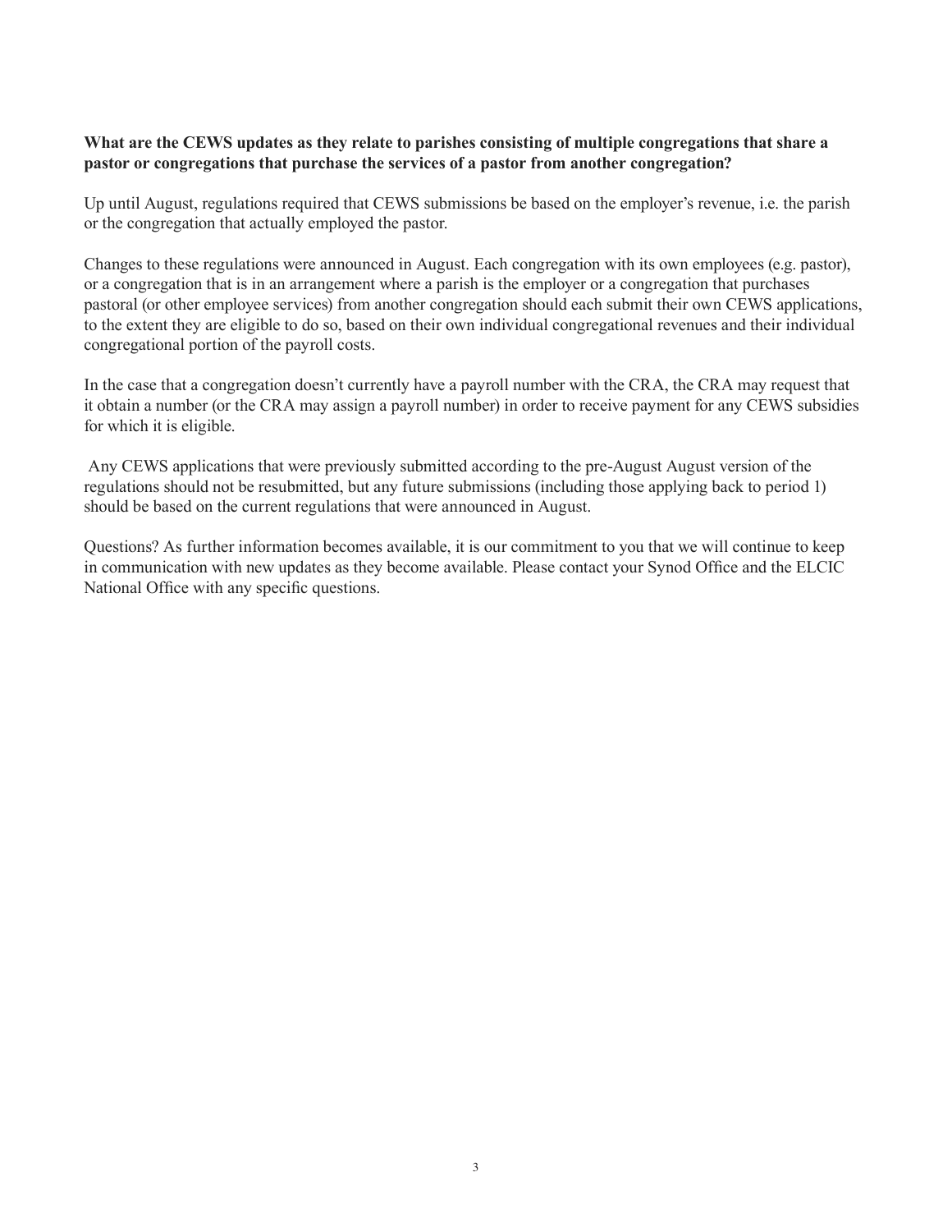**What are the CEWS updates as they relate to parishes consisting of multiple congregations that share a pastor or congregations that purchase the services of a pastor from another congregation?**

Up until August, regulations required that CEWS submissions be based on the employer's revenue, i.e. the parish or the congregation that actually employed the pastor.

Changes to these regulations were announced in August. Each congregation with its own employees (e.g. pastor), or a congregation that is in an arrangement where a parish is the employer or a congregation that purchases pastoral (or other employee services) from another congregation should each submit their own CEWS applications, to the extent they are eligible to do so, based on their own individual congregational revenues and their individual congregational portion of the payroll costs.

In the case that a congregation doesn't currently have a payroll number with the CRA, the CRA may request that it obtain a number (or the CRA may assign a payroll number) in order to receive payment for any CEWS subsidies for which it is eligible.

Any CEWS applications that were previously submitted according to the pre-August August version of the regulations should not be resubmitted, but any future submissions (including those applying back to period 1) should be based on the current regulations that were announced in August.

Questions? As further information becomes available, it is our commitment to you that we will continue to keep in communication with new updates as they become available. Please contact your Synod Office and the ELCIC National Office with any specific questions.